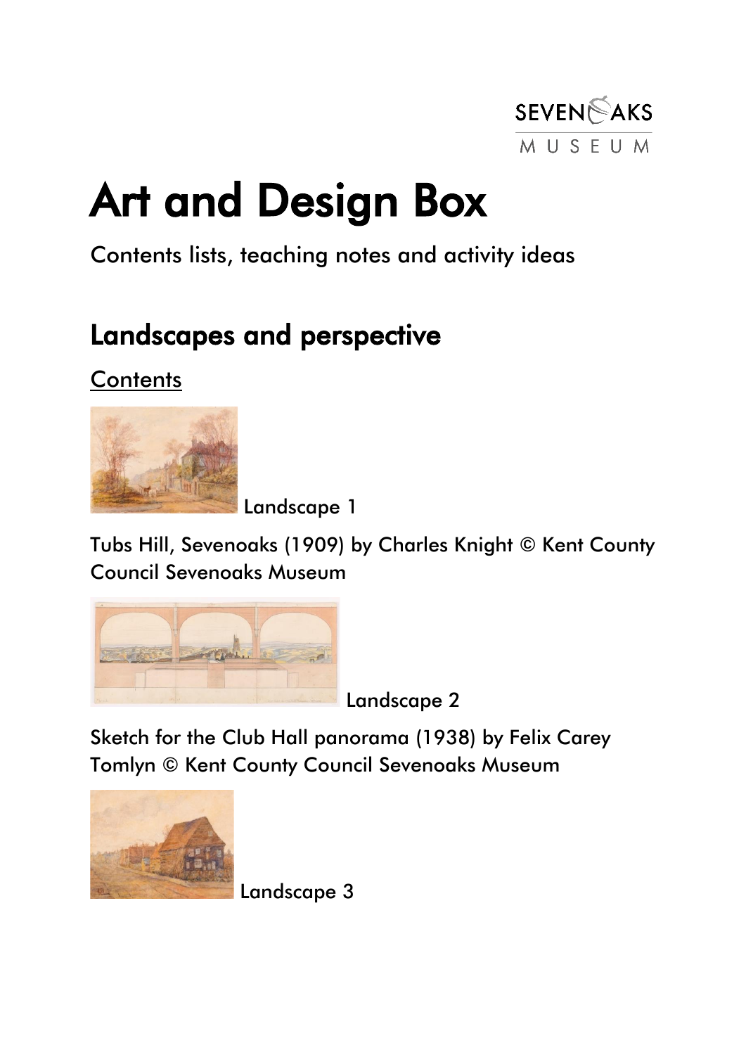# Art and Design Box

Contents lists, teaching notes and activity ideas

## Landscapes and perspective

Contents

Landscape 1

Tubs Hill, Sevenoaks (1909) by Charles Knight © Kent County Council Sevenoaks Museum

Landscape 2

Sketch for the Club Hall panorama (1938) by Felix Carey Tomlyn © Kent County Council Sevenoaks Museum

Landscape 3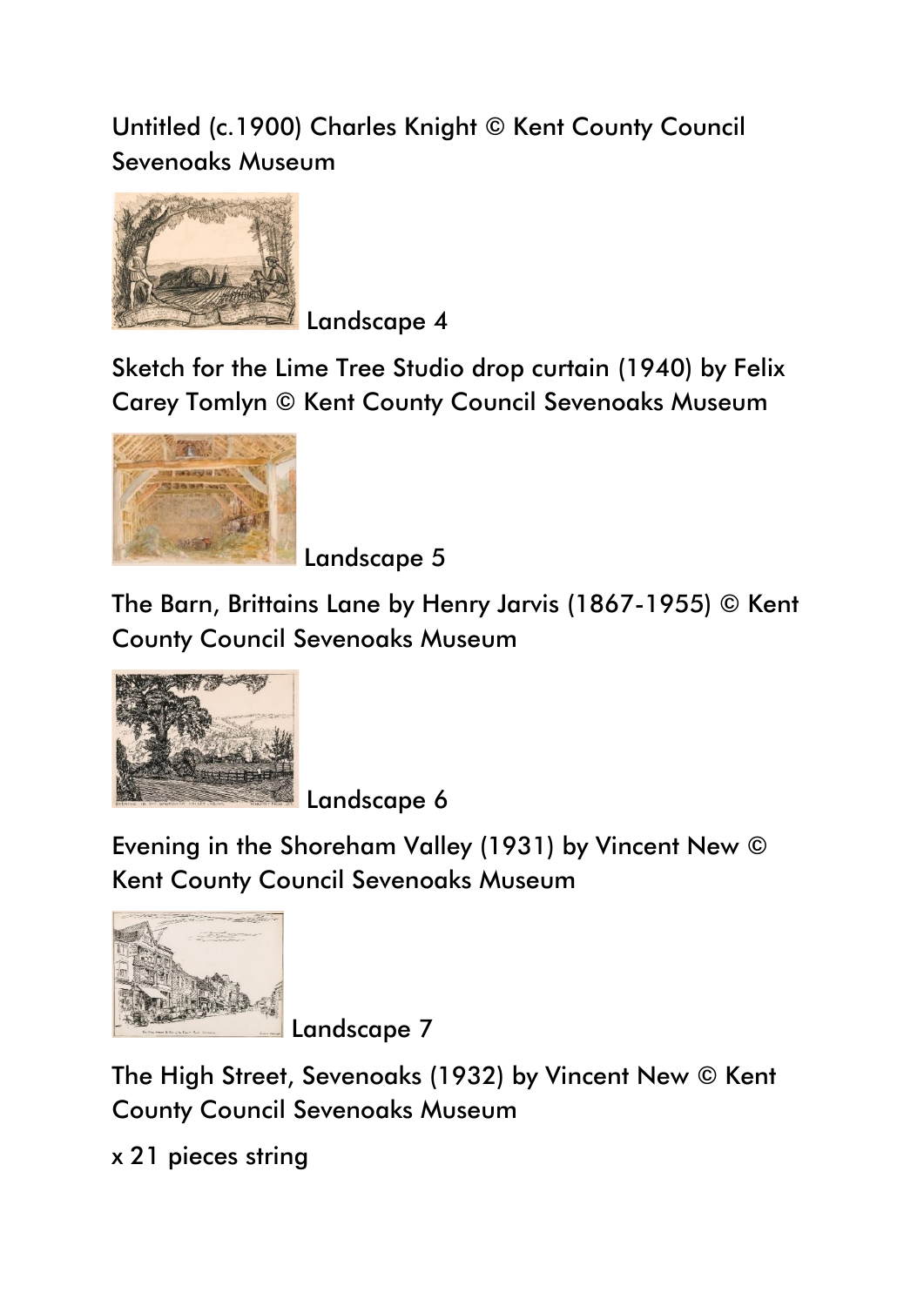Untitled (c.1900) Charles Knight © Kent County Council Sevenoaks Museum

Landscape 4

Sketch for the Lime Tree Studio drop curtain (1940) by Felix Carey Tomlyn © Kent County Council Sevenoaks Museum

Landscape 5

The Barn, Brittains Lane by Henry Jarvis (1867-1955) © Kent County Council Sevenoaks Museum

Landscape 6

Evening in the Shoreham Valley (1931) by Vincent New © Kent County Council Sevenoaks Museum

Landscape 7

The High Street, Sevenoaks (1932) by Vincent New © Kent County Council Sevenoaks Museum

x 21 pieces string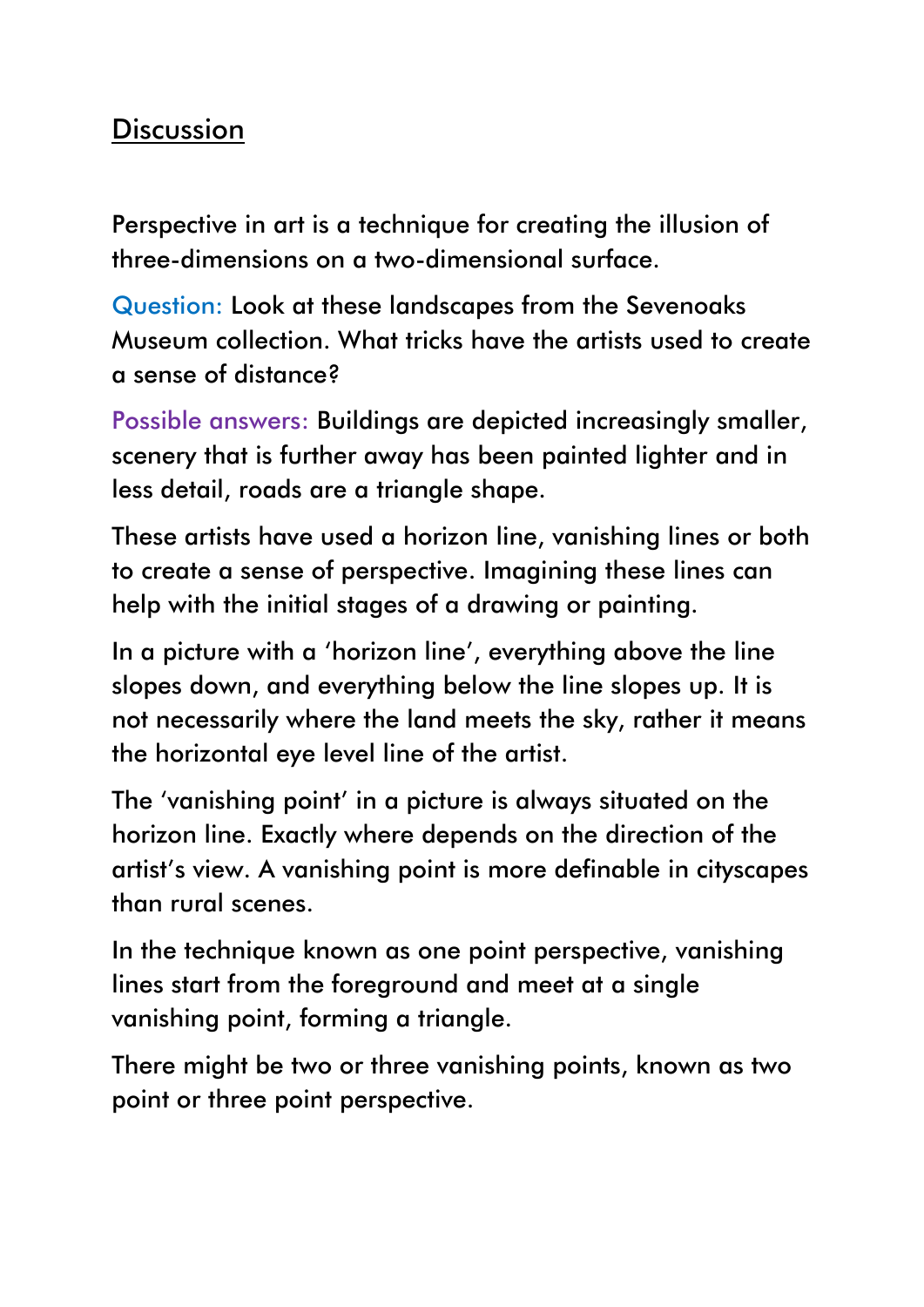## Discussion

Perspective in art is a technique for creating the illusion of three-dimensions on a two-dimensional surface.

Question: Look at these landscapes from the Sevenoaks Museum collection. What tricks have the artists used to create a sense of distance?

Possible answers: Buildings are depicted increasingly smaller, scenery that is further away has been painted lighter and in less detail, roads are a triangle shape.

These artists have used a horizon line, vanishing lines or both to create a sense of perspective. Imagining these lines can help with the initial stages of a drawing or painting.

In a picture with a 'horizon line', everything above the line slopes down, and everything below the line slopes up. It is not necessarily where the land meets the sky, rather it means the horizontal eye level line of the artist.

The 'vanishing point' in a picture is always situated on the horizon line. Exactly where depends on the direction of the artist's view. A vanishing point is more definable in cityscapes than rural scenes.

In the technique known as one point perspective, vanishing lines start from the foreground and meet at a single vanishing point, forming a triangle.

There might be two or three vanishing points, known as two point or three point perspective.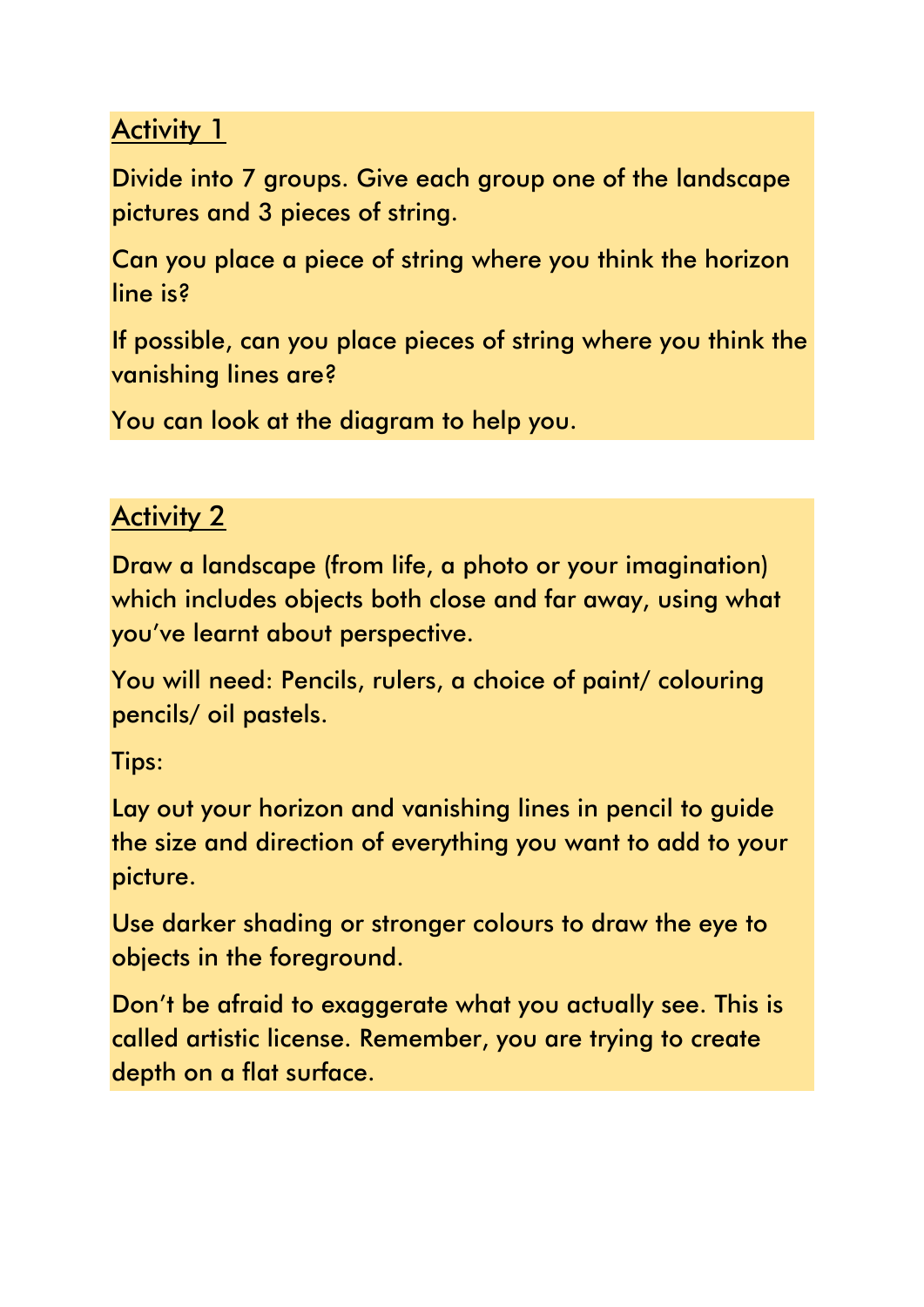## Activity 1

Divide into 7 groups. Give each group one of the landscape pictures and 3 pieces of string.

Can you place a piece of string where you think the horizon line is?

If possible, can you place pieces of string where you think the vanishing lines are?

You can look at the diagram to help you.

## Activity 2

Draw a landscape (from life, a photo or your imagination) which includes objects both close and far away, using what you've learnt about perspective.

You will need: Pencils, rulers, a choice of paint/ colouring pencils/ oil pastels.

Tips:

Lay out your horizon and vanishing lines in pencil to guide the size and direction of everything you want to add to your picture.

Use darker shading or stronger colours to draw the eye to objects in the foreground.

Don't be afraid to exaggerate what you actually see. This is called artistic license. Remember, you are trying to create depth on a flat surface.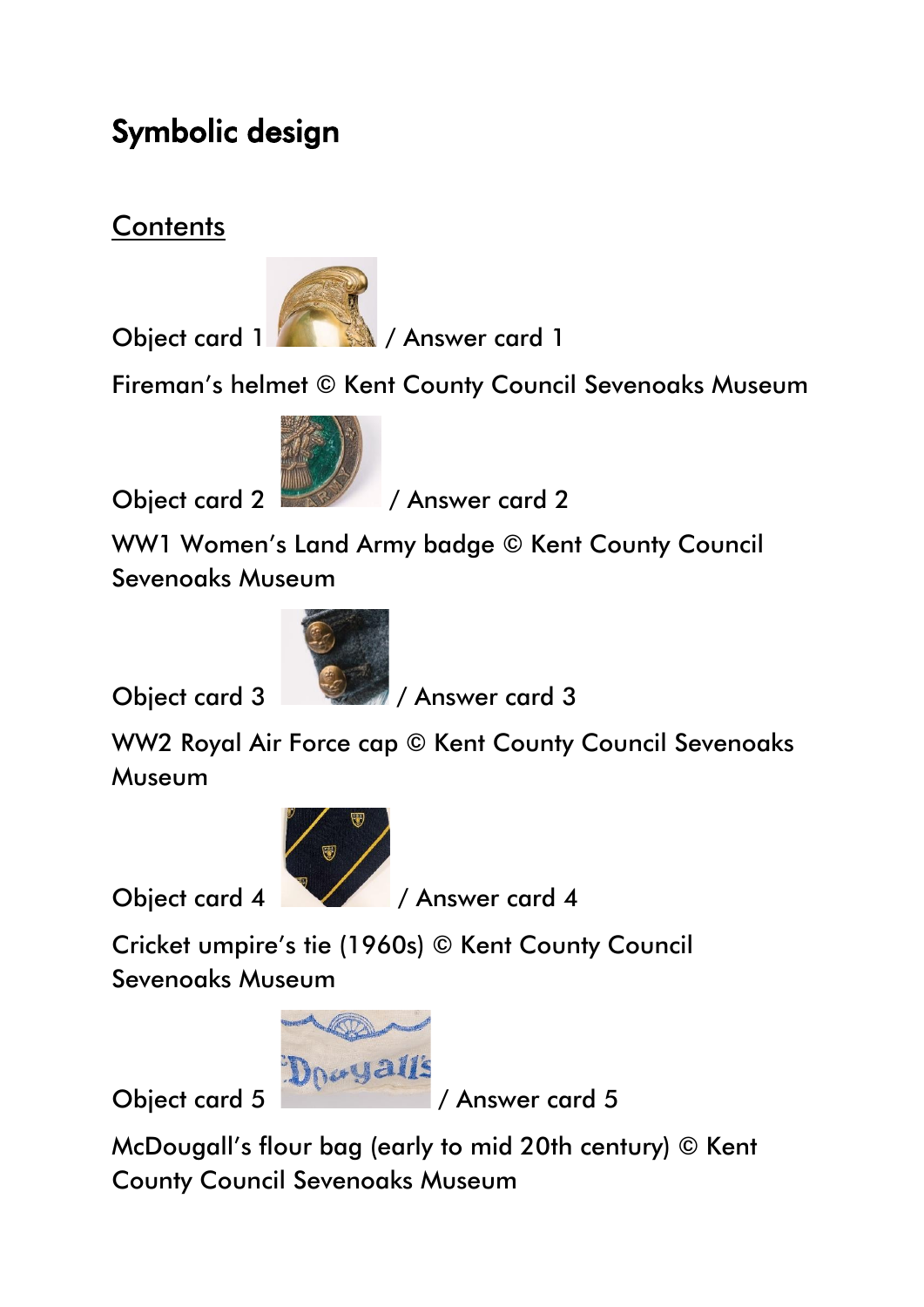# Symbolic design

## Contents

Object card 1 / Answer card 1

Fireman's helmet © Kent County Council Sevenoaks Museum

Object card 2 / Answer card 2

WW1 Women's Land Army badge © Kent County Council Sevenoaks Museum

Object card 3 / Answer card 3

WW2 Royal Air Force cap © Kent County Council Sevenoaks Museum

Object card 4 / Answer card 4

Cricket umpire's tie (1960s) © Kent County Council Sevenoaks Museum

Object card 5 / Answer card 5

McDougall's flour bag (early to mid 20th century) © Kent County Council Sevenoaks Museum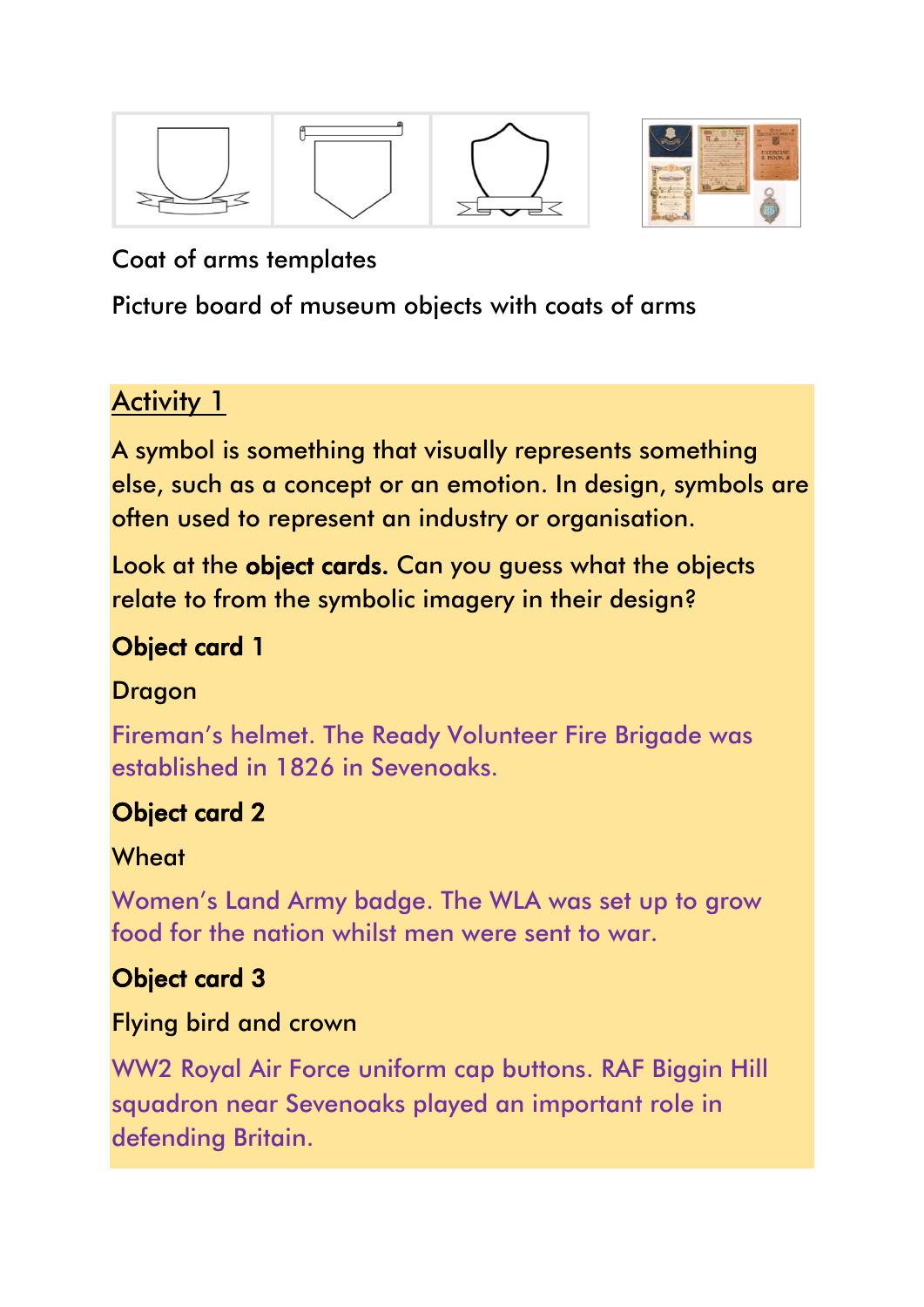Coat of arms templates

Picture board of museum objects with coats of arms

## Activity 1

A symbol is something that visually represents something else, such as a concept or an emotion. In design, symbols are often used to represent an industry or organisation.

Look at the **object cards.** Can you guess what the objects relate to from the symbolic imagery in their design?

**Object card 1**

Dragon

Fireman's helmet. The Ready Volunteer Fire Brigade was established in 1826 in Sevenoaks.

**Object card 2**

Wheat

Women's Land Army badge. The WLA was set up to grow food for the nation whilst men were sent to war.

**Object card 3**

Flying bird and crown

WW2 Royal Air Force uniform cap buttons. RAF Biggin Hill squadron near Sevenoaks played an important role in defending Britain.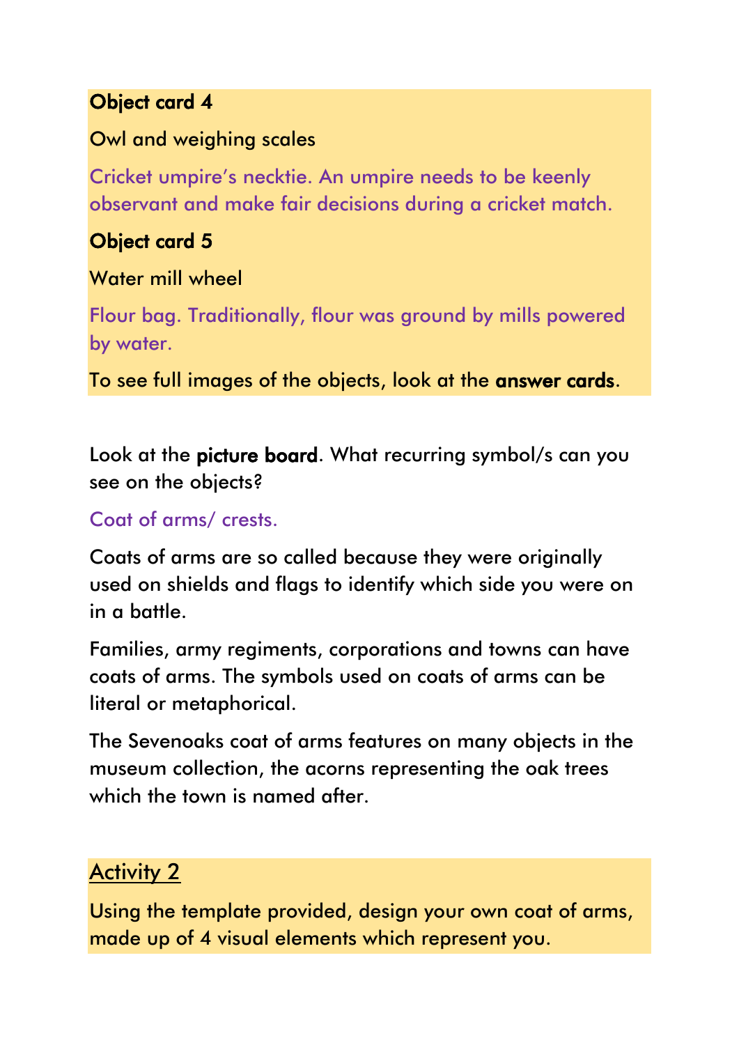**Object card 4**

Owl and weighing scales

Cricket umpire's necktie. An umpire needs to be keenly observant and make fair decisions during a cricket match.

**Object card 5**

Water mill wheel

Flour bag. Traditionally, flour was ground by mills powered by water.

To see full images of the objects, look at the **answer cards**.

Look at the **picture board**. What recurring symbol/s can you see on the objects?

Coat of arms/ crests.

Coats of arms are so called because they were originally used on shields and flags to identify which side you were on in a battle.

Families, army regiments, corporations and towns can have coats of arms. The symbols used on coats of arms can be literal or metaphorical.

The Sevenoaks coat of arms features on many objects in the museum collection, the acorns representing the oak trees which the town is named after.

## Activity 2

Using the template provided, design your own coat of arms, made up of 4 visual elements which represent you.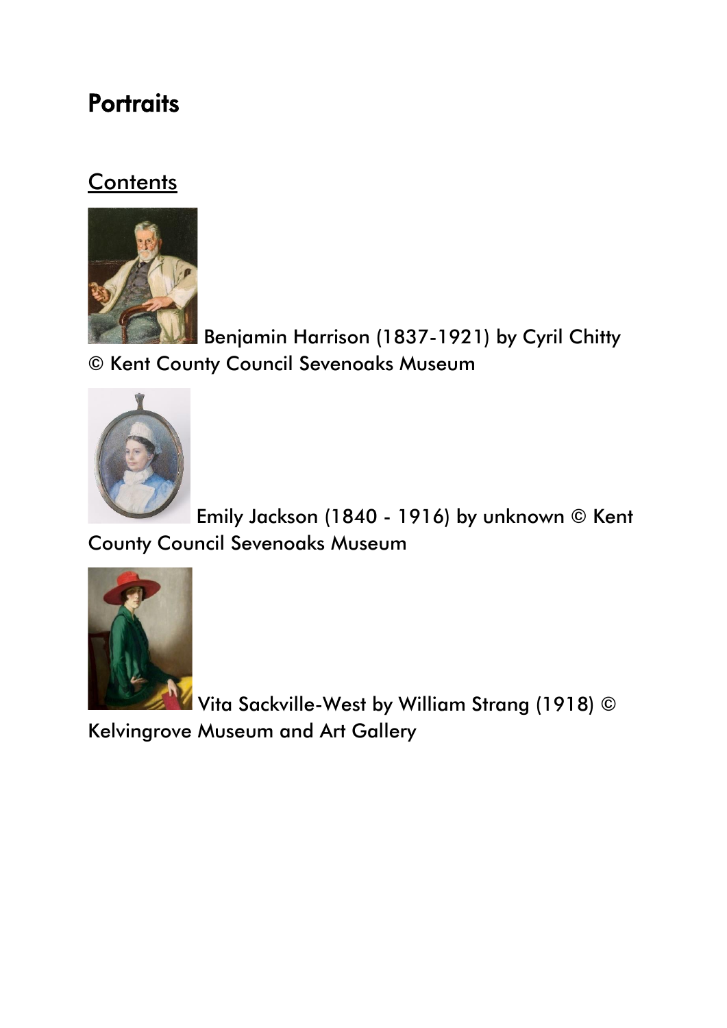## Portraits

### Contents

Benjamin Harrison (1837-1921) by Cyril Chitty © Kent County Council Sevenoaks Museum

Emily Jackson (1840 - 1916) by unknown © Kent County Council Sevenoaks Museum

Vita Sackville-West by William Strang (1918) © Kelvingrove Museum and Art Gallery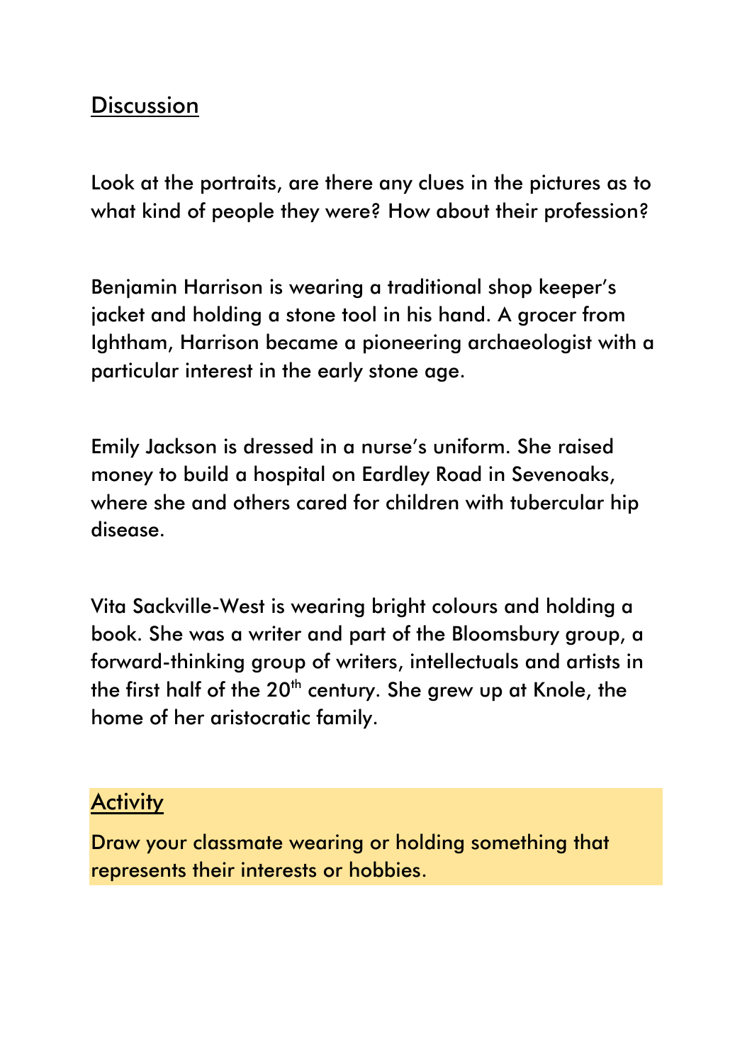## Discussion

Look at the portraits, are there any clues in the pictures as to what kind of people they were? How about their profession?

Benjamin Harrison is wearing a traditional shop keeper's jacket and holding a stone tool in his hand. A grocer from Ightham, Harrison became a pioneering archaeologist with a particular interest in the early stone age.

Emily Jackson is dressed in a nurse's uniform. She raised money to build a hospital on Eardley Road in Sevenoaks, where she and others cared for children with tubercular hip disease.

Vita Sackville-West is wearing bright colours and holding a book. She was a writer and part of the Bloomsbury group, a forward-thinking group of writers, intellectuals and artists in the first half of the 20th century. She grew up at Knole, the home of her aristocratic family.

## Activity

Draw your classmate wearing or holding something that represents their interests or hobbies.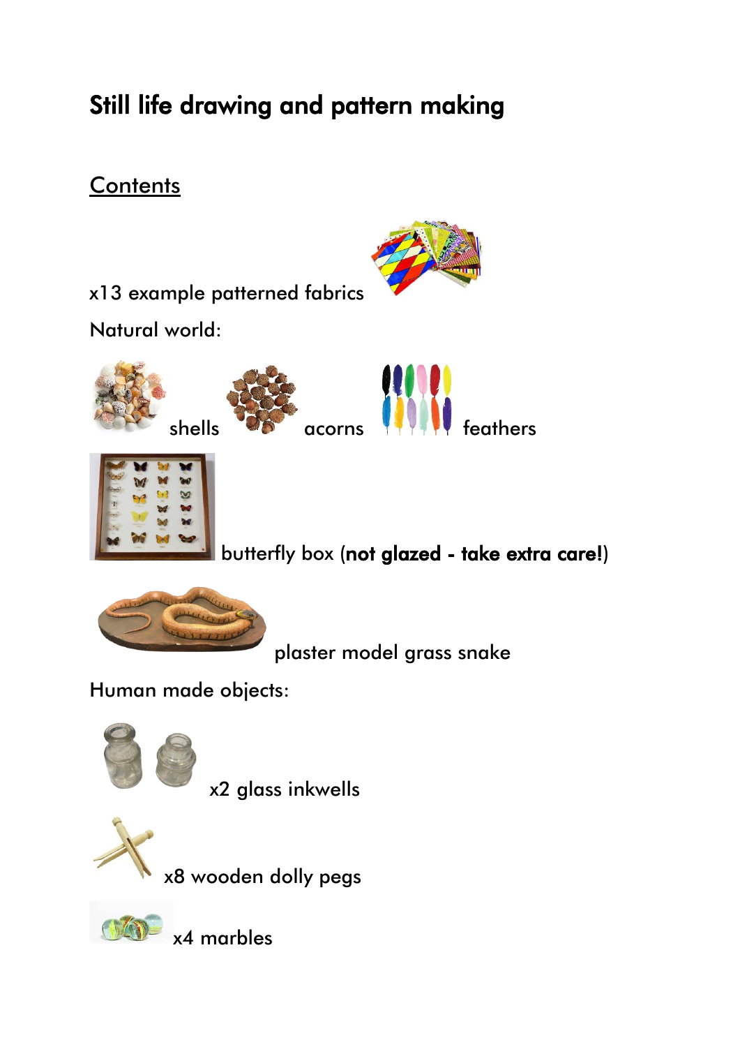# Still life drawing and pattern making

## Contents

x13 example patterned fabrics

Natural world:

shells acorns feathers

butterfly box (**not glazed - take extra care!**)

plaster model grass snake

Human made objects:

x2 glass inkwells

x8 wooden dolly pegs

x4 marbles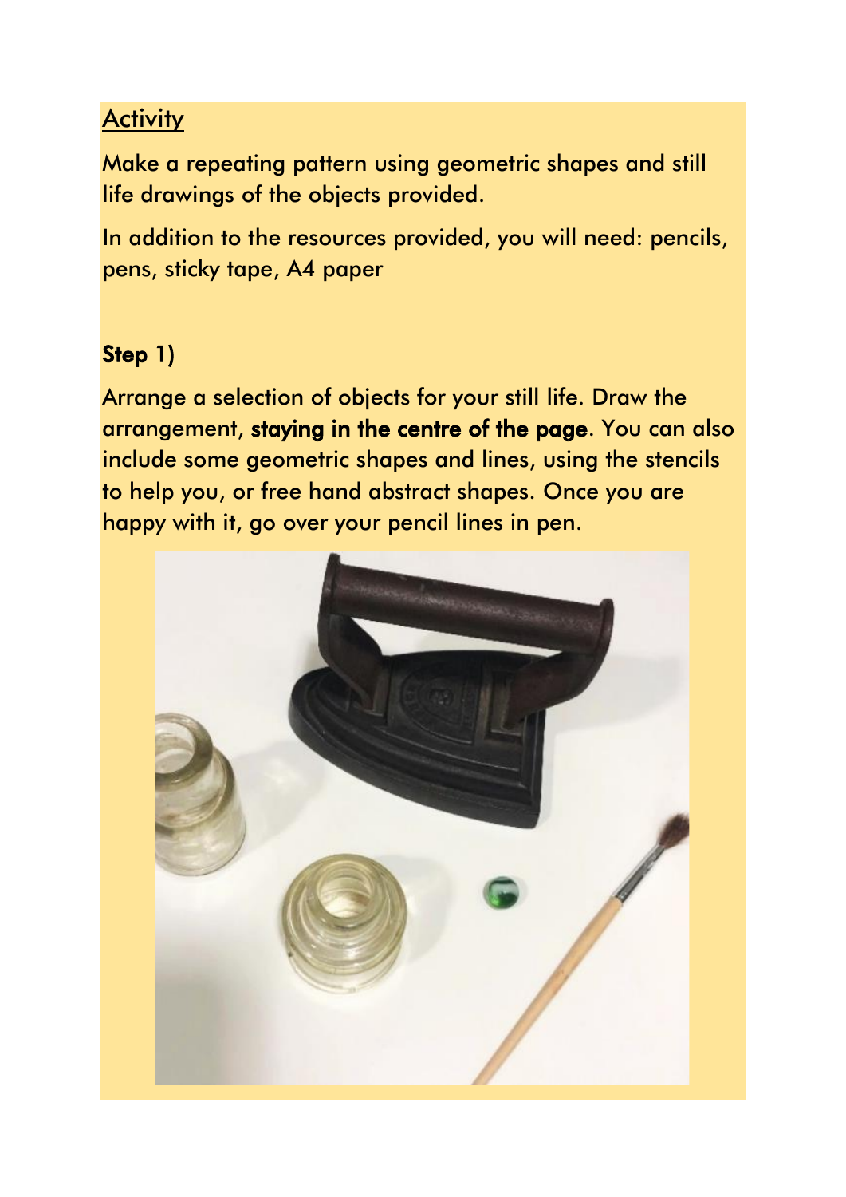## Activity

Make a repeating pattern using geometric shapes and still life drawings of the objects provided.

In addition to the resources provided, you will need: pencils, pens, sticky tape, A4 paper

### Step 1)

Arrange a selection of objects for your still life. Draw the arrangement, **staying in the centre of the page**. You can also include some geometric shapes and lines, using the stencils to help you, or free hand abstract shapes. Once you are happy with it, go over your pencil lines in pen.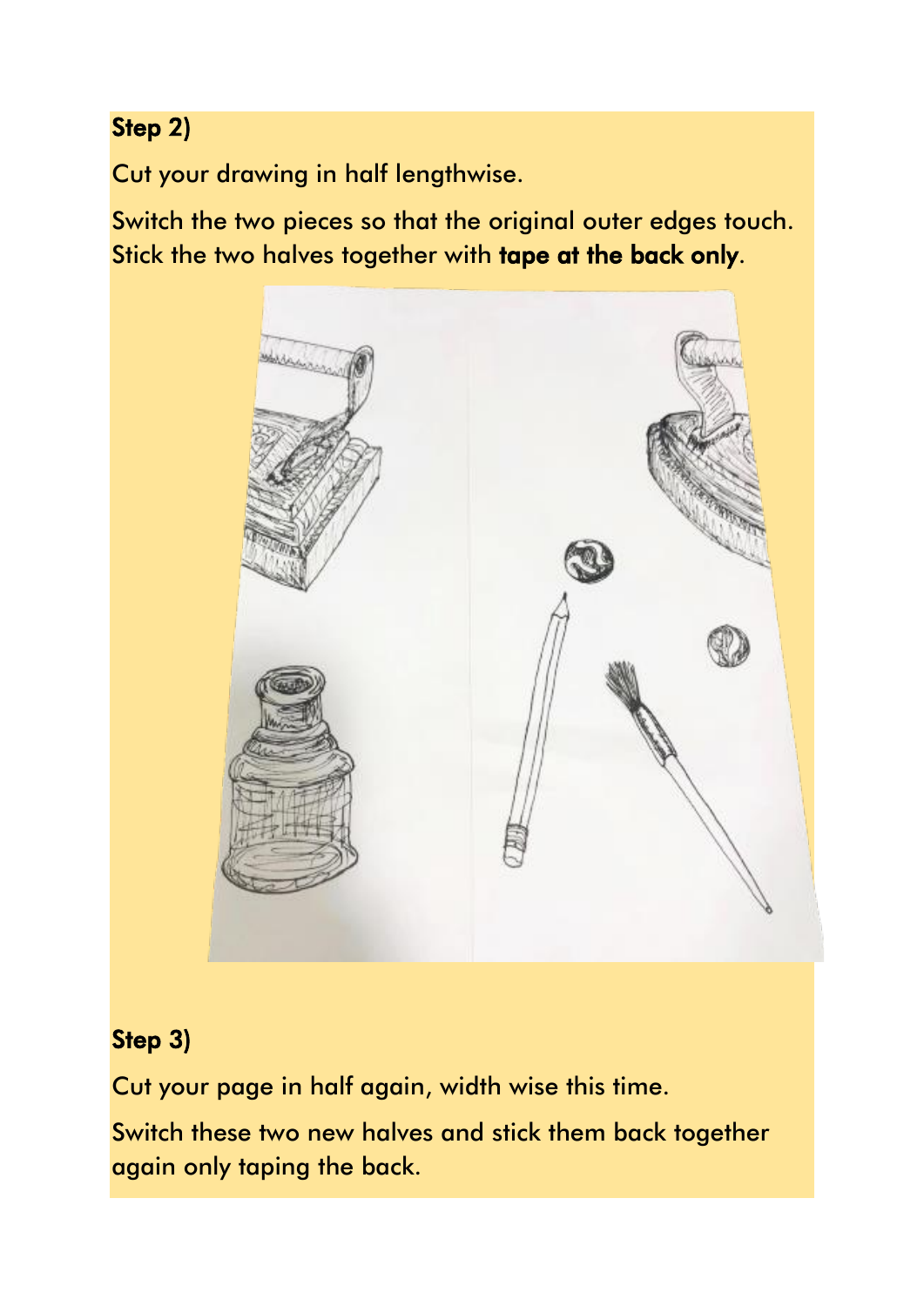**Step 2)**

Cut your drawing in half lengthwise.

Switch the two pieces so that the original outer edges touch. Stick the two halves together with **tape at the back only**.

**Step 3)**

Cut your page in half again, width wise this time.

Switch these two new halves and stick them back together again only taping the back.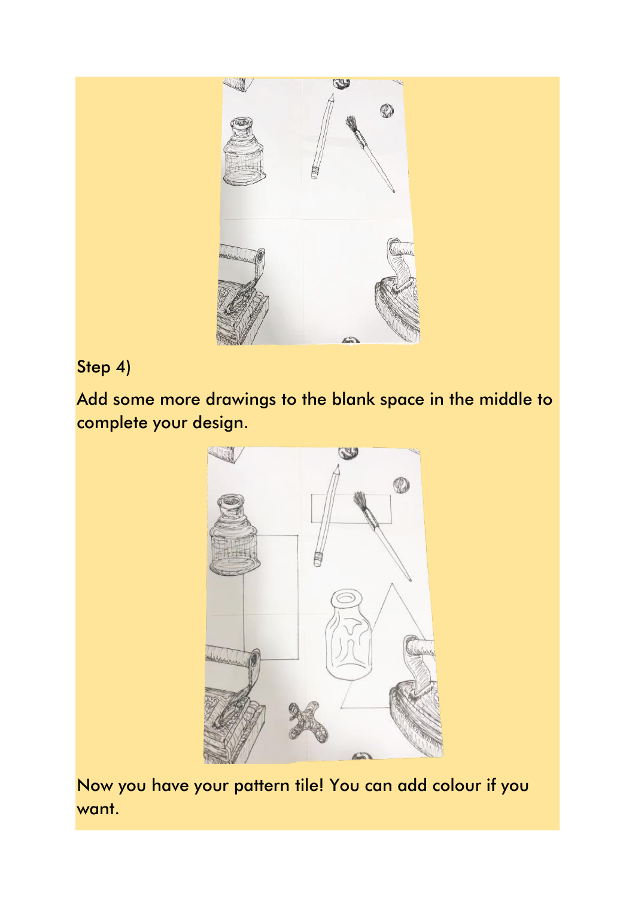Step 4)

Add some more drawings to the blank space in the middle to complete your design.

Now you have your pattern tile! You can add colour if you want.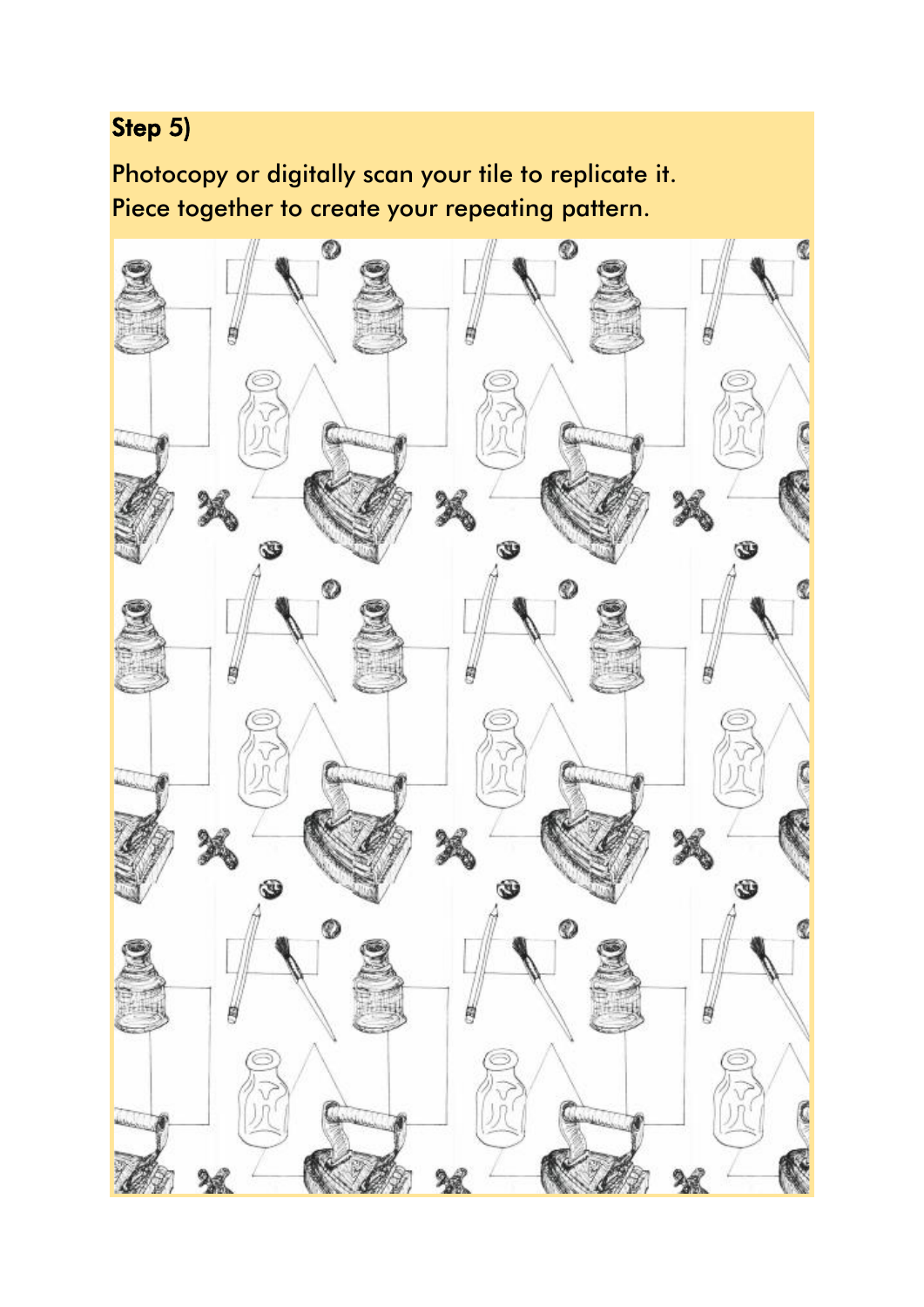**Step 5)**

Photocopy or digitally scan your tile to replicate it.
Piece together to create your repeating pattern.